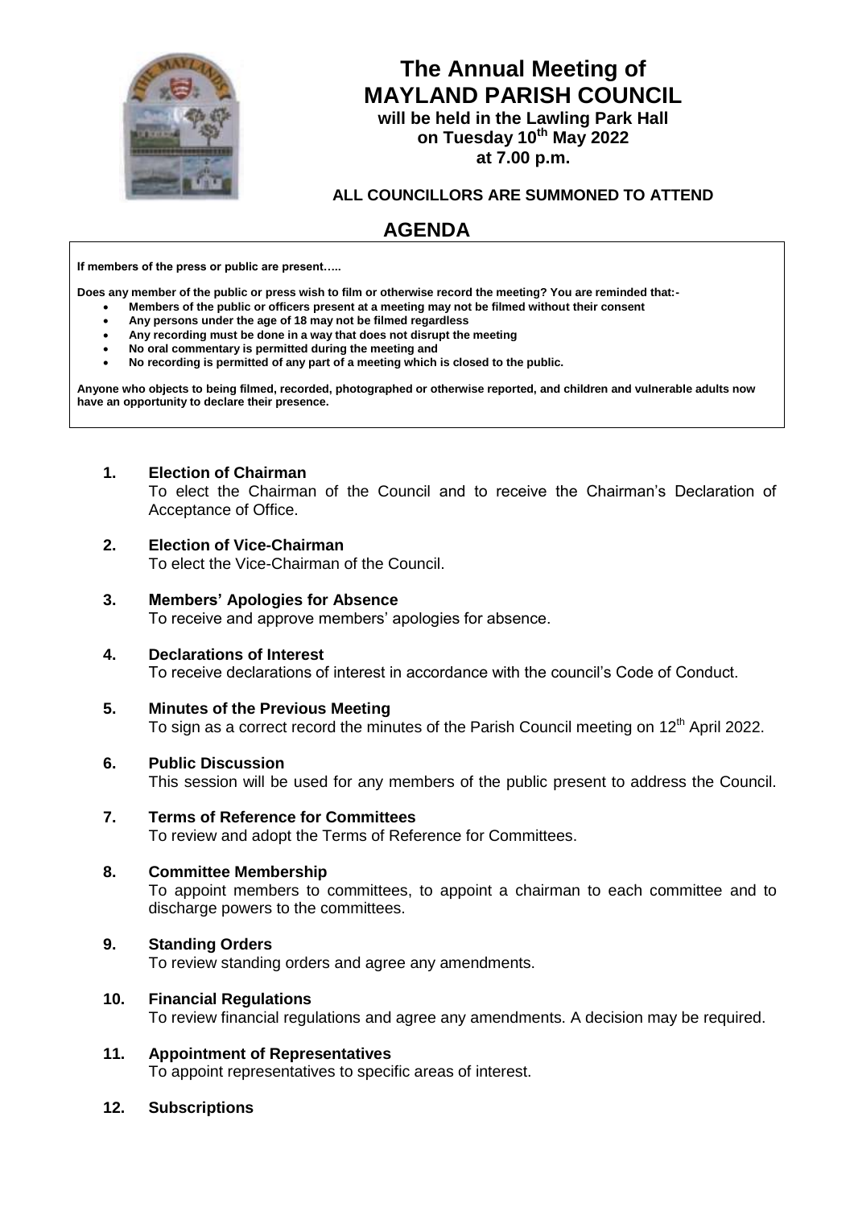# The Annual Meeting of MAYLAND PARISH COUNCIL

**will be held in the Lawling Park Hall**
**on Tuesday 10th May 2022**
**at 7.00 p.m.**

**ALL COUNCILLORS ARE SUMMONED TO ATTEND**

## AGENDA

**If members of the press or public are present…..**

**Does any member of the public or press wish to film or otherwise record the meeting? You are reminded that:-**

- **Members of the public or officers present at a meeting may not be filmed without their consent**
- **Any persons under the age of 18 may not be filmed regardless**
- **Any recording must be done in a way that does not disrupt the meeting**
- **No oral commentary is permitted during the meeting and**
- **No recording is permitted of any part of a meeting which is closed to the public.**

**Anyone who objects to being filmed, recorded, photographed or otherwise reported, and children and vulnerable adults now have an opportunity to declare their presence.**

**1. Election of Chairman**
To elect the Chairman of the Council and to receive the Chairman's Declaration of Acceptance of Office.

**2. Election of Vice-Chairman**
To elect the Vice-Chairman of the Council.

**3. Members' Apologies for Absence**
To receive and approve members' apologies for absence.

**4. Declarations of Interest**
To receive declarations of interest in accordance with the council's Code of Conduct.

**5. Minutes of the Previous Meeting**
To sign as a correct record the minutes of the Parish Council meeting on 12th April 2022.

**6. Public Discussion**
This session will be used for any members of the public present to address the Council.

**7. Terms of Reference for Committees**
To review and adopt the Terms of Reference for Committees.

**8. Committee Membership**
To appoint members to committees, to appoint a chairman to each committee and to discharge powers to the committees.

**9. Standing Orders**
To review standing orders and agree any amendments.

**10. Financial Regulations**
To review financial regulations and agree any amendments. A decision may be required.

**11. Appointment of Representatives**
To appoint representatives to specific areas of interest.

**12. Subscriptions**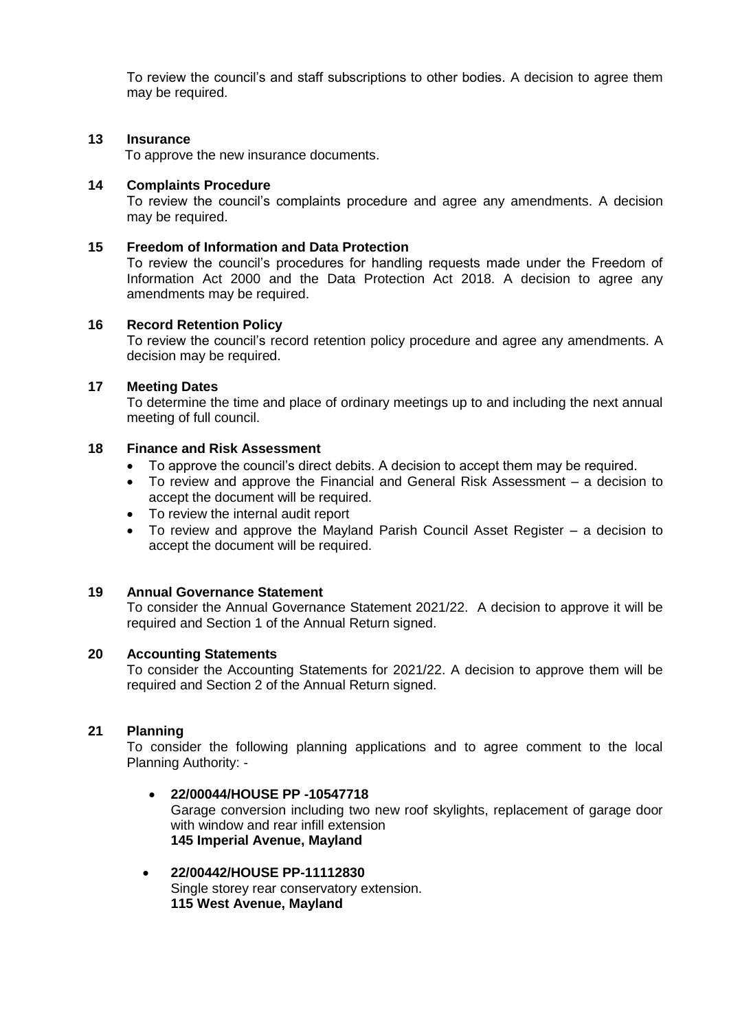To review the council's and staff subscriptions to other bodies. A decision to agree them may be required.

**13 Insurance**

To approve the new insurance documents.

**14 Complaints Procedure**

To review the council's complaints procedure and agree any amendments. A decision may be required.

**15 Freedom of Information and Data Protection**

To review the council's procedures for handling requests made under the Freedom of Information Act 2000 and the Data Protection Act 2018. A decision to agree any amendments may be required.

**16 Record Retention Policy**

To review the council's record retention policy procedure and agree any amendments. A decision may be required.

**17 Meeting Dates**

To determine the time and place of ordinary meetings up to and including the next annual meeting of full council.

**18 Finance and Risk Assessment**

- To approve the council's direct debits. A decision to accept them may be required.
- To review and approve the Financial and General Risk Assessment – a decision to accept the document will be required.
- To review the internal audit report
- To review and approve the Mayland Parish Council Asset Register – a decision to accept the document will be required.

**19 Annual Governance Statement**

To consider the Annual Governance Statement 2021/22. A decision to approve it will be required and Section 1 of the Annual Return signed.

**20 Accounting Statements**

To consider the Accounting Statements for 2021/22. A decision to approve them will be required and Section 2 of the Annual Return signed.

**21 Planning**

To consider the following planning applications and to agree comment to the local Planning Authority: -

- **22/00044/HOUSE PP -10547718**
  Garage conversion including two new roof skylights, replacement of garage door with window and rear infill extension
  **145 Imperial Avenue, Mayland**

- **22/00442/HOUSE PP-11112830**
  Single storey rear conservatory extension.
  **115 West Avenue, Mayland**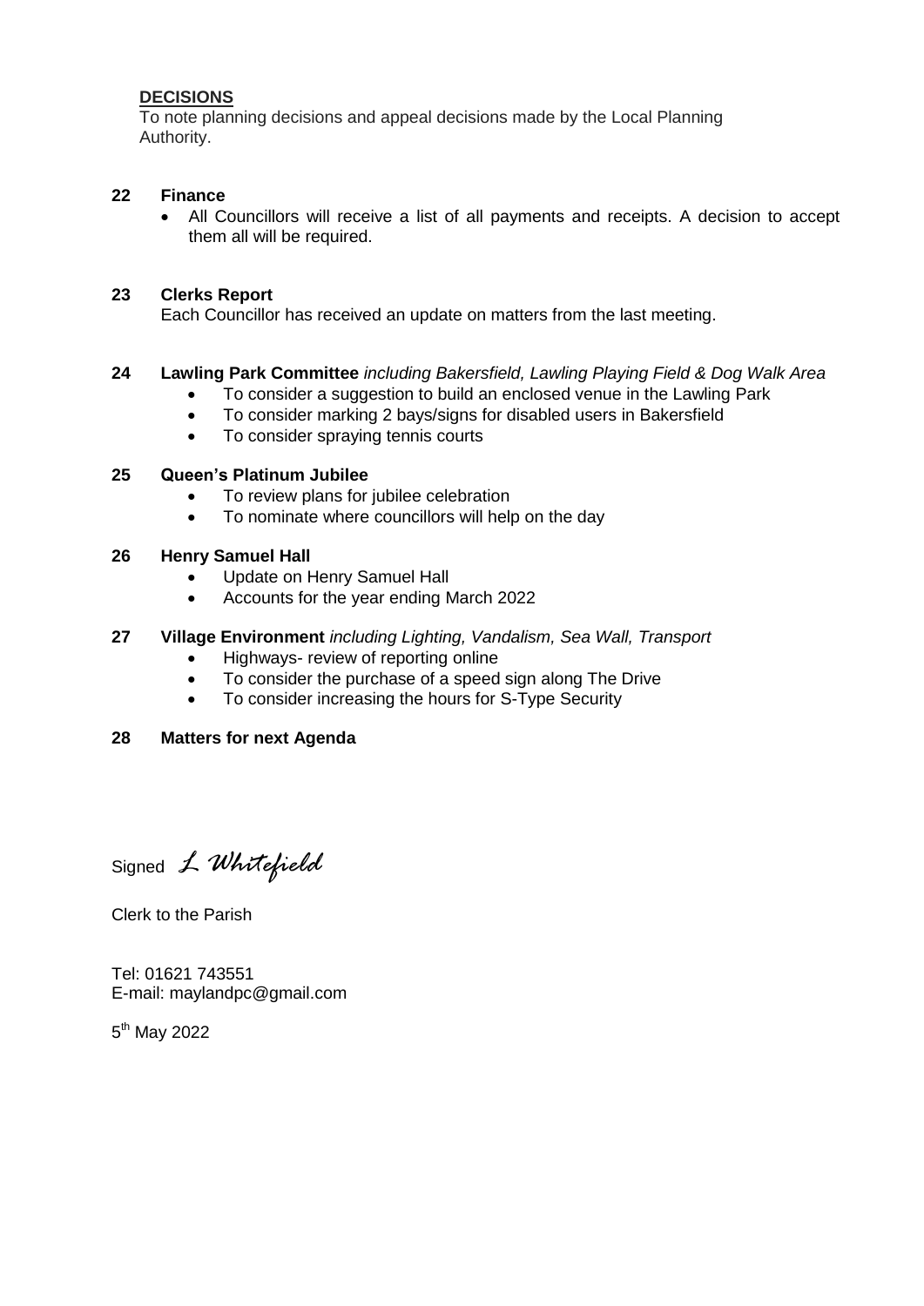**DECISIONS**

To note planning decisions and appeal decisions made by the Local Planning Authority.

**22 Finance**

- All Councillors will receive a list of all payments and receipts. A decision to accept them all will be required.

**23 Clerks Report**

Each Councillor has received an update on matters from the last meeting.

**24 Lawling Park Committee** *including Bakersfield, Lawling Playing Field & Dog Walk Area*

- To consider a suggestion to build an enclosed venue in the Lawling Park
- To consider marking 2 bays/signs for disabled users in Bakersfield
- To consider spraying tennis courts

**25 Queen's Platinum Jubilee**

- To review plans for jubilee celebration
- To nominate where councillors will help on the day

**26 Henry Samuel Hall**

- Update on Henry Samuel Hall
- Accounts for the year ending March 2022

**27 Village Environment** *including Lighting, Vandalism, Sea Wall, Transport*

- Highways- review of reporting online
- To consider the purchase of a speed sign along The Drive
- To consider increasing the hours for S-Type Security

**28 Matters for next Agenda**

Signed *L Whitefield*

Clerk to the Parish

Tel: 01621 743551
E-mail: maylandpc@gmail.com

5th May 2022